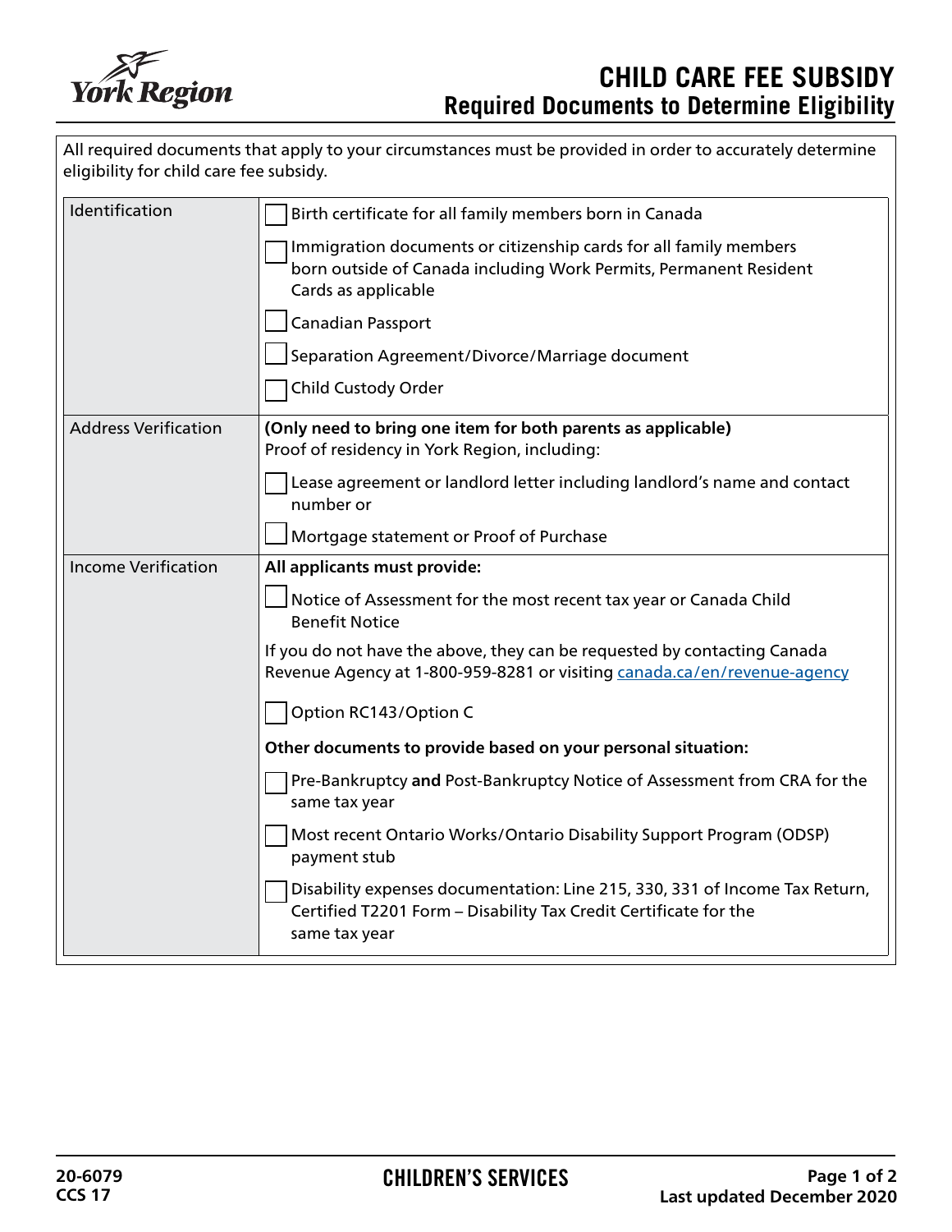# CHILD CARE FEE SUBSIDY

## Required Documents to Determine Eligibility

All required documents that apply to your circumstances must be provided in order to accurately determine eligibility for child care fee subsidy.

| Category | Documents |
|---|---|
| Identification | ☐ Birth certificate for all family members born in Canada<br>☐ Immigration documents or citizenship cards for all family members born outside of Canada including Work Permits, Permanent Resident Cards as applicable<br>☐ Canadian Passport<br>☐ Separation Agreement/Divorce/Marriage document<br>☐ Child Custody Order |
| Address Verification | **(Only need to bring one item for both parents as applicable)**<br>Proof of residency in York Region, including:<br>☐ Lease agreement or landlord letter including landlord's name and contact number or<br>☐ Mortgage statement or Proof of Purchase |
| Income Verification | **All applicants must provide:**<br>☐ Notice of Assessment for the most recent tax year or Canada Child Benefit Notice<br>If you do not have the above, they can be requested by contacting Canada Revenue Agency at 1-800-959-8281 or visiting canada.ca/en/revenue-agency<br>☐ Option RC143/Option C<br>**Other documents to provide based on your personal situation:**<br>☐ Pre-Bankruptcy **and** Post-Bankruptcy Notice of Assessment from CRA for the same tax year<br>☐ Most recent Ontario Works/Ontario Disability Support Program (ODSP) payment stub<br>☐ Disability expenses documentation: Line 215, 330, 331 of Income Tax Return, Certified T2201 Form – Disability Tax Credit Certificate for the same tax year |

20-6079
CCS 17

CHILDREN'S SERVICES

Last updated December 2020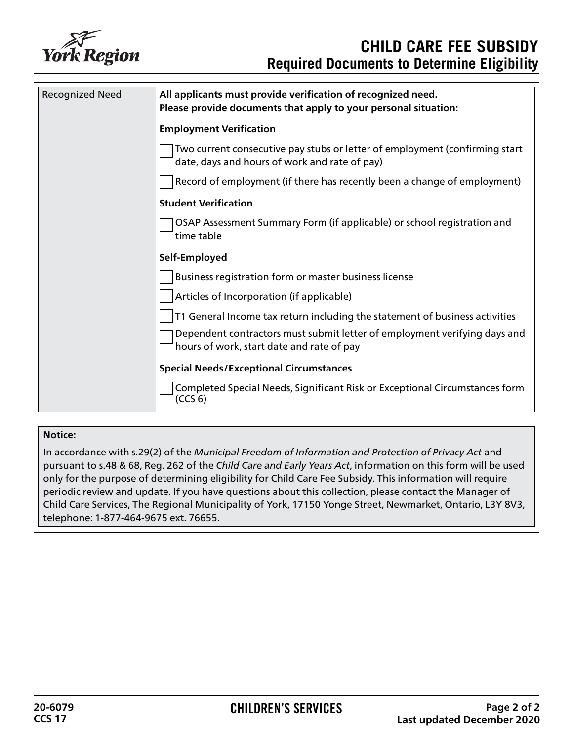# CHILD CARE FEE SUBSIDY
## Required Documents to Determine Eligibility

| | |
|---|---|
| Recognized Need | **All applicants must provide verification of recognized need.**<br>**Please provide documents that apply to your personal situation:**<br><br>**Employment Verification**<br>☐ Two current consecutive pay stubs or letter of employment (confirming start date, days and hours of work and rate of pay)<br>☐ Record of employment (if there has recently been a change of employment)<br><br>**Student Verification**<br>☐ OSAP Assessment Summary Form (if applicable) or school registration and time table<br><br>**Self-Employed**<br>☐ Business registration form or master business license<br>☐ Articles of Incorporation (if applicable)<br>☐ T1 General Income tax return including the statement of business activities<br>☐ Dependent contractors must submit letter of employment verifying days and hours of work, start date and rate of pay<br><br>**Special Needs/Exceptional Circumstances**<br>☐ Completed Special Needs, Significant Risk or Exceptional Circumstances form (CCS 6) |

**Notice:**

In accordance with s.29(2) of the *Municipal Freedom of Information and Protection of Privacy Act* and pursuant to s.48 & 68, Reg. 262 of the *Child Care and Early Years Act*, information on this form will be used only for the purpose of determining eligibility for Child Care Fee Subsidy. This information will require periodic review and update. If you have questions about this collection, please contact the Manager of Child Care Services, The Regional Municipality of York, 17150 Yonge Street, Newmarket, Ontario, L3Y 8V3, telephone: 1-877-464-9675 ext. 76655.

20-6079
CCS 17

CHILDREN'S SERVICES

Last updated December 2020